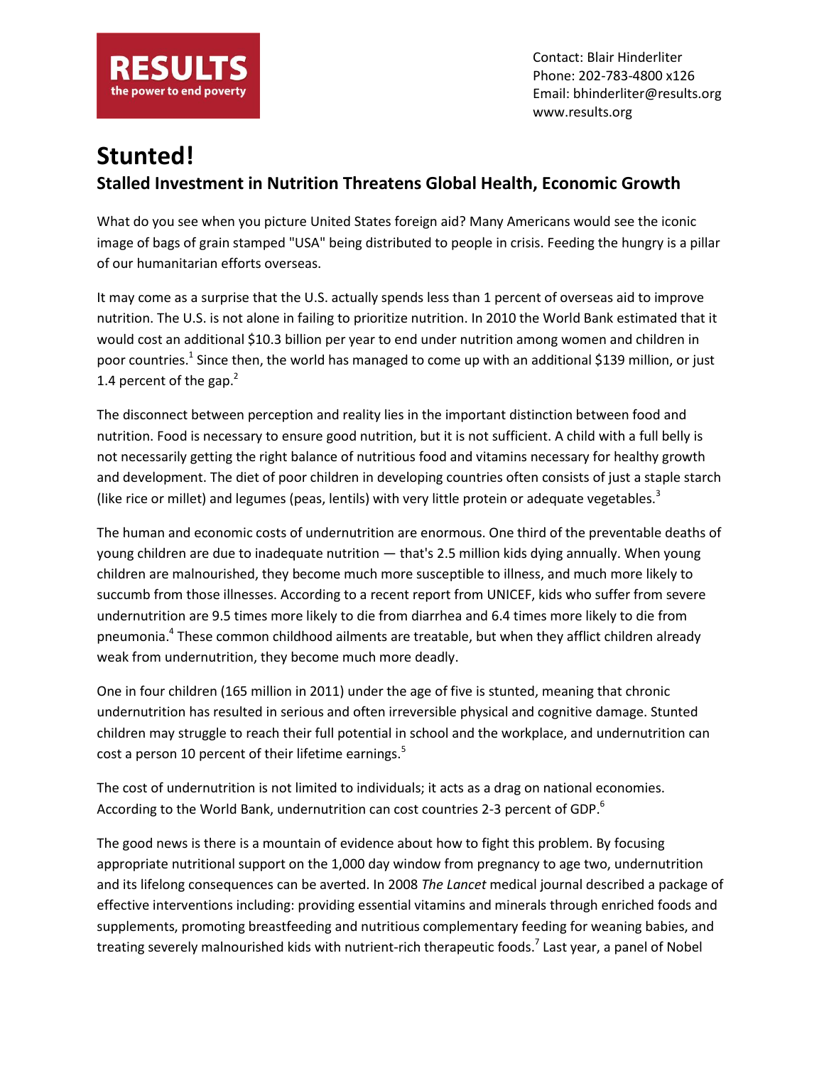RESULTS
the power to end poverty

Contact: Blair Hinderliter
Phone: 202-783-4800 x126
Email: bhinderliter@results.org
www.results.org

# Stunted!

## Stalled Investment in Nutrition Threatens Global Health, Economic Growth

What do you see when you picture United States foreign aid? Many Americans would see the iconic image of bags of grain stamped "USA" being distributed to people in crisis. Feeding the hungry is a pillar of our humanitarian efforts overseas.

It may come as a surprise that the U.S. actually spends less than 1 percent of overseas aid to improve nutrition. The U.S. is not alone in failing to prioritize nutrition. In 2010 the World Bank estimated that it would cost an additional $10.3 billion per year to end under nutrition among women and children in poor countries.[1] Since then, the world has managed to come up with an additional $139 million, or just 1.4 percent of the gap.[2]

The disconnect between perception and reality lies in the important distinction between food and nutrition. Food is necessary to ensure good nutrition, but it is not sufficient. A child with a full belly is not necessarily getting the right balance of nutritious food and vitamins necessary for healthy growth and development. The diet of poor children in developing countries often consists of just a staple starch (like rice or millet) and legumes (peas, lentils) with very little protein or adequate vegetables.[3]

The human and economic costs of undernutrition are enormous. One third of the preventable deaths of young children are due to inadequate nutrition — that's 2.5 million kids dying annually. When young children are malnourished, they become much more susceptible to illness, and much more likely to succumb from those illnesses. According to a recent report from UNICEF, kids who suffer from severe undernutrition are 9.5 times more likely to die from diarrhea and 6.4 times more likely to die from pneumonia.[4] These common childhood ailments are treatable, but when they afflict children already weak from undernutrition, they become much more deadly.

One in four children (165 million in 2011) under the age of five is stunted, meaning that chronic undernutrition has resulted in serious and often irreversible physical and cognitive damage. Stunted children may struggle to reach their full potential in school and the workplace, and undernutrition can cost a person 10 percent of their lifetime earnings.[5]

The cost of undernutrition is not limited to individuals; it acts as a drag on national economies. According to the World Bank, undernutrition can cost countries 2-3 percent of GDP.[6]

The good news is there is a mountain of evidence about how to fight this problem. By focusing appropriate nutritional support on the 1,000 day window from pregnancy to age two, undernutrition and its lifelong consequences can be averted. In 2008 *The Lancet* medical journal described a package of effective interventions including: providing essential vitamins and minerals through enriched foods and supplements, promoting breastfeeding and nutritious complementary feeding for weaning babies, and treating severely malnourished kids with nutrient-rich therapeutic foods.[7] Last year, a panel of Nobel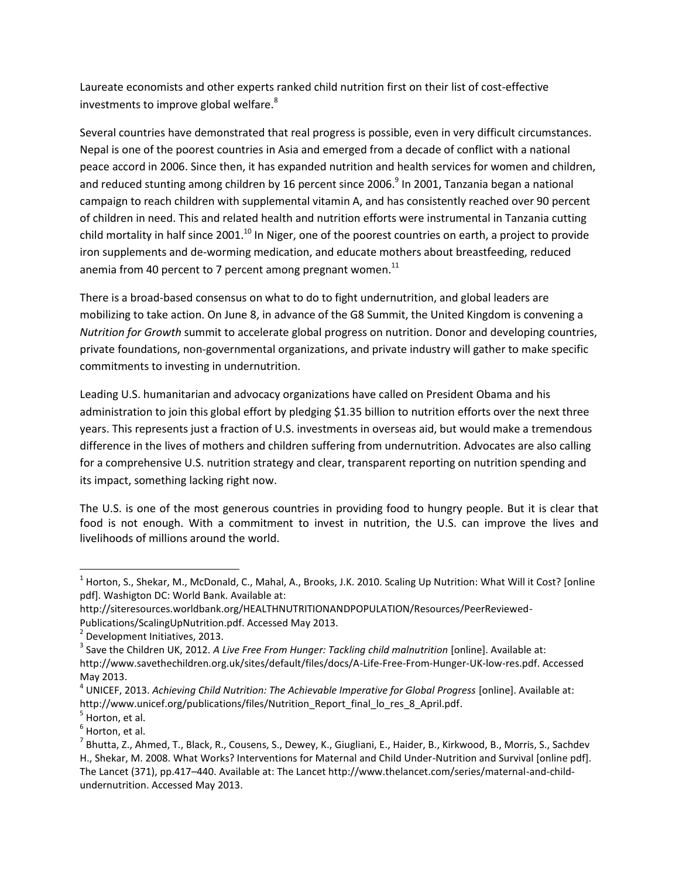Laureate economists and other experts ranked child nutrition first on their list of cost-effective investments to improve global welfare.[8]

Several countries have demonstrated that real progress is possible, even in very difficult circumstances. Nepal is one of the poorest countries in Asia and emerged from a decade of conflict with a national peace accord in 2006. Since then, it has expanded nutrition and health services for women and children, and reduced stunting among children by 16 percent since 2006.[9] In 2001, Tanzania began a national campaign to reach children with supplemental vitamin A, and has consistently reached over 90 percent of children in need. This and related health and nutrition efforts were instrumental in Tanzania cutting child mortality in half since 2001.[10] In Niger, one of the poorest countries on earth, a project to provide iron supplements and de-worming medication, and educate mothers about breastfeeding, reduced anemia from 40 percent to 7 percent among pregnant women.[11]

There is a broad-based consensus on what to do to fight undernutrition, and global leaders are mobilizing to take action. On June 8, in advance of the G8 Summit, the United Kingdom is convening a *Nutrition for Growth* summit to accelerate global progress on nutrition. Donor and developing countries, private foundations, non-governmental organizations, and private industry will gather to make specific commitments to investing in undernutrition.

Leading U.S. humanitarian and advocacy organizations have called on President Obama and his administration to join this global effort by pledging $1.35 billion to nutrition efforts over the next three years. This represents just a fraction of U.S. investments in overseas aid, but would make a tremendous difference in the lives of mothers and children suffering from undernutrition. Advocates are also calling for a comprehensive U.S. nutrition strategy and clear, transparent reporting on nutrition spending and its impact, something lacking right now.

The U.S. is one of the most generous countries in providing food to hungry people. But it is clear that food is not enough. With a commitment to invest in nutrition, the U.S. can improve the lives and livelihoods of millions around the world.

---

[1] Horton, S., Shekar, M., McDonald, C., Mahal, A., Brooks, J.K. 2010. Scaling Up Nutrition: What Will it Cost? [online pdf]. Washigton DC: World Bank. Available at: http://siteresources.worldbank.org/HEALTHNUTRITIONANDPOPULATION/Resources/PeerReviewed-Publications/ScalingUpNutrition.pdf. Accessed May 2013.

[2] Development Initiatives, 2013.

[3] Save the Children UK, 2012. *A Live Free From Hunger: Tackling child malnutrition* [online]. Available at: http://www.savethechildren.org.uk/sites/default/files/docs/A-Life-Free-From-Hunger-UK-low-res.pdf. Accessed May 2013.

[4] UNICEF, 2013. *Achieving Child Nutrition: The Achievable Imperative for Global Progress* [online]. Available at: http://www.unicef.org/publications/files/Nutrition_Report_final_lo_res_8_April.pdf.

[5] Horton, et al.

[6] Horton, et al.

[7] Bhutta, Z., Ahmed, T., Black, R., Cousens, S., Dewey, K., Giugliani, E., Haider, B., Kirkwood, B., Morris, S., Sachdev H., Shekar, M. 2008. What Works? Interventions for Maternal and Child Under-Nutrition and Survival [online pdf]. The Lancet (371), pp.417–440. Available at: The Lancet http://www.thelancet.com/series/maternal-and-child-undernutrition. Accessed May 2013.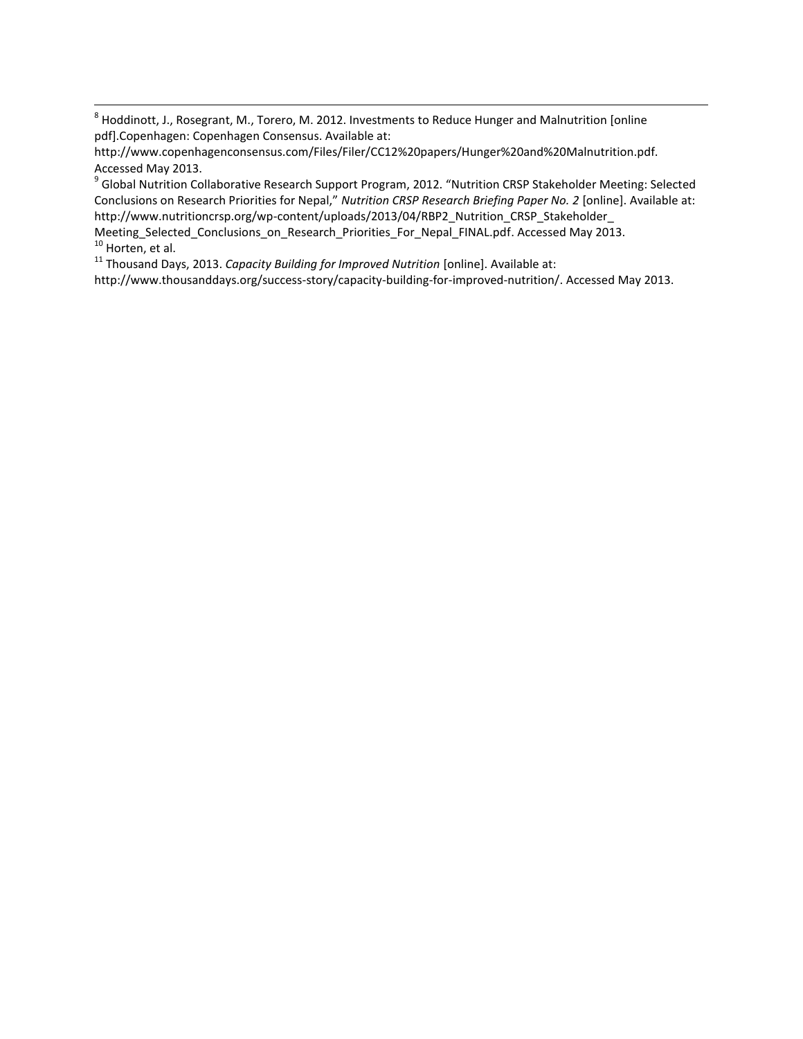[8] Hoddinott, J., Rosegrant, M., Torero, M. 2012. Investments to Reduce Hunger and Malnutrition [online pdf].Copenhagen: Copenhagen Consensus. Available at: http://www.copenhagenconsensus.com/Files/Filer/CC12%20papers/Hunger%20and%20Malnutrition.pdf. Accessed May 2013.

[9] Global Nutrition Collaborative Research Support Program, 2012. "Nutrition CRSP Stakeholder Meeting: Selected Conclusions on Research Priorities for Nepal," *Nutrition CRSP Research Briefing Paper No. 2* [online]. Available at: http://www.nutritioncrsp.org/wp-content/uploads/2013/04/RBP2_Nutrition_CRSP_Stakeholder_Meeting_Selected_Conclusions_on_Research_Priorities_For_Nepal_FINAL.pdf. Accessed May 2013.

[10] Horten, et al.

[11] Thousand Days, 2013. *Capacity Building for Improved Nutrition* [online]. Available at: http://www.thousanddays.org/success-story/capacity-building-for-improved-nutrition/. Accessed May 2013.